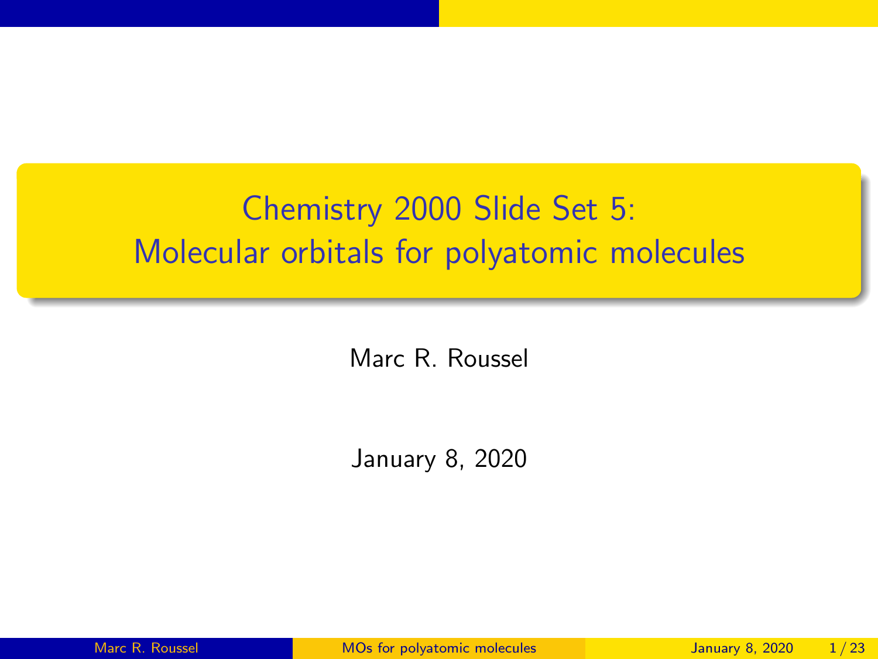# Chemistry 2000 Slide Set 5: Molecular orbitals for polyatomic molecules

Marc R. Roussel

January 8, 2020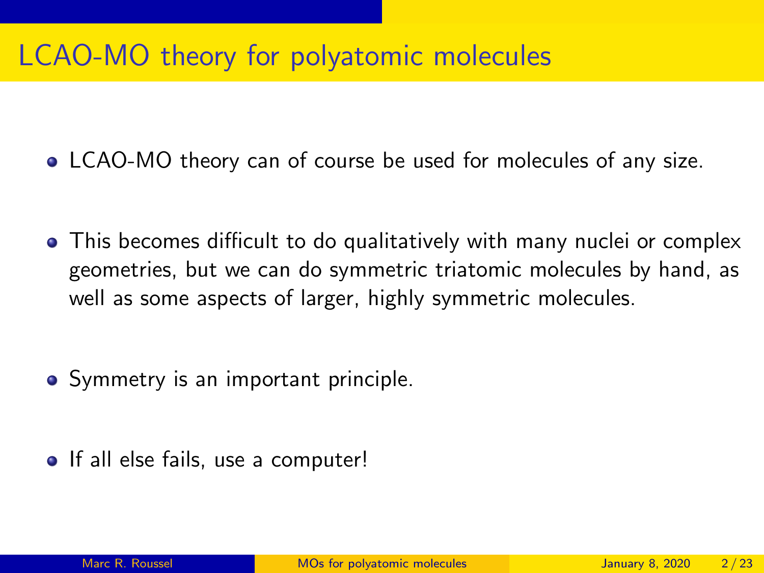# LCAO-MO theory for polyatomic molecules

- LCAO-MO theory can of course be used for molecules of any size.
- This becomes difficult to do qualitatively with many nuclei or complex geometries, but we can do symmetric triatomic molecules by hand, as well as some aspects of larger, highly symmetric molecules.
- Symmetry is an important principle.
- If all else fails, use a computer!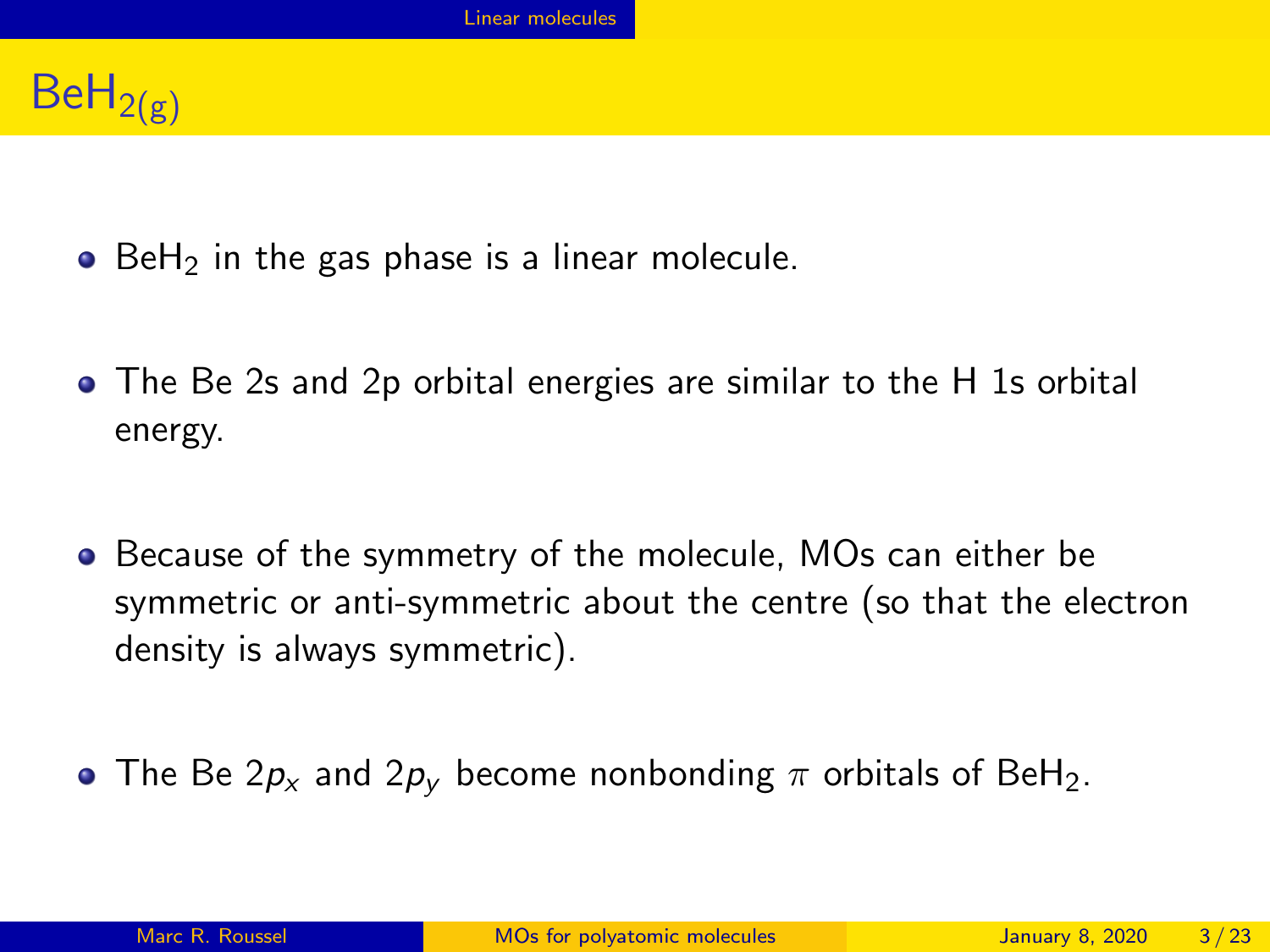# $BeH_{2(g)}$

- $BeH_2$ in the gas phase is a linear molecule.
- The Be 2s and 2p orbital energies are similar to the H 1s orbital energy.
- Because of the symmetry of the molecule, MOs can either be symmetric or anti-symmetric about the centre (so that the electron density is always symmetric).
- The Be $2p_x$ and $2p_y$ become nonbonding $\pi$ orbitals of $BeH_2$.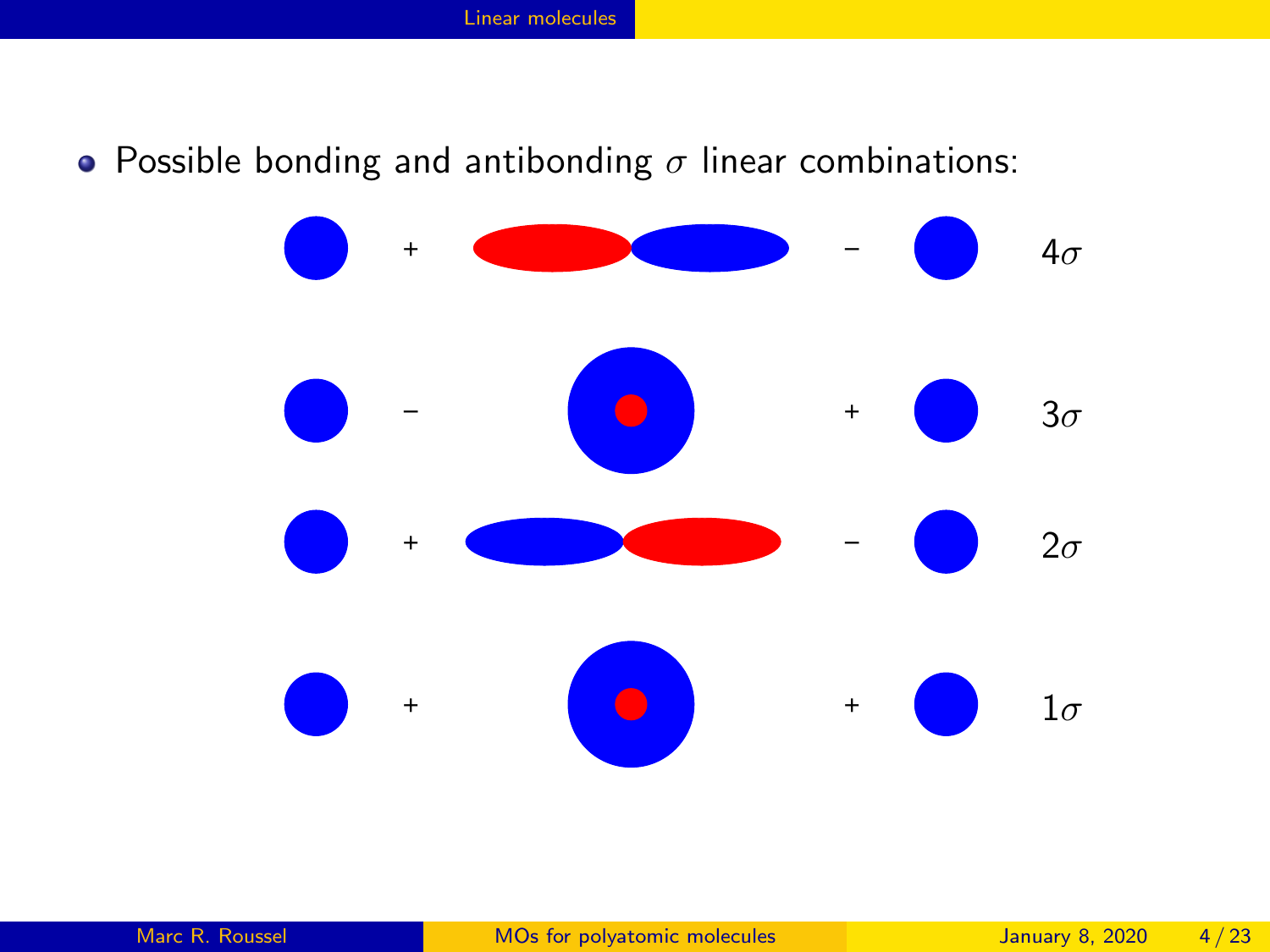- Possible bonding and antibonding $\sigma$ linear combinations:

+ − $4\sigma$

− + $3\sigma$

+ − $2\sigma$

+ + $1\sigma$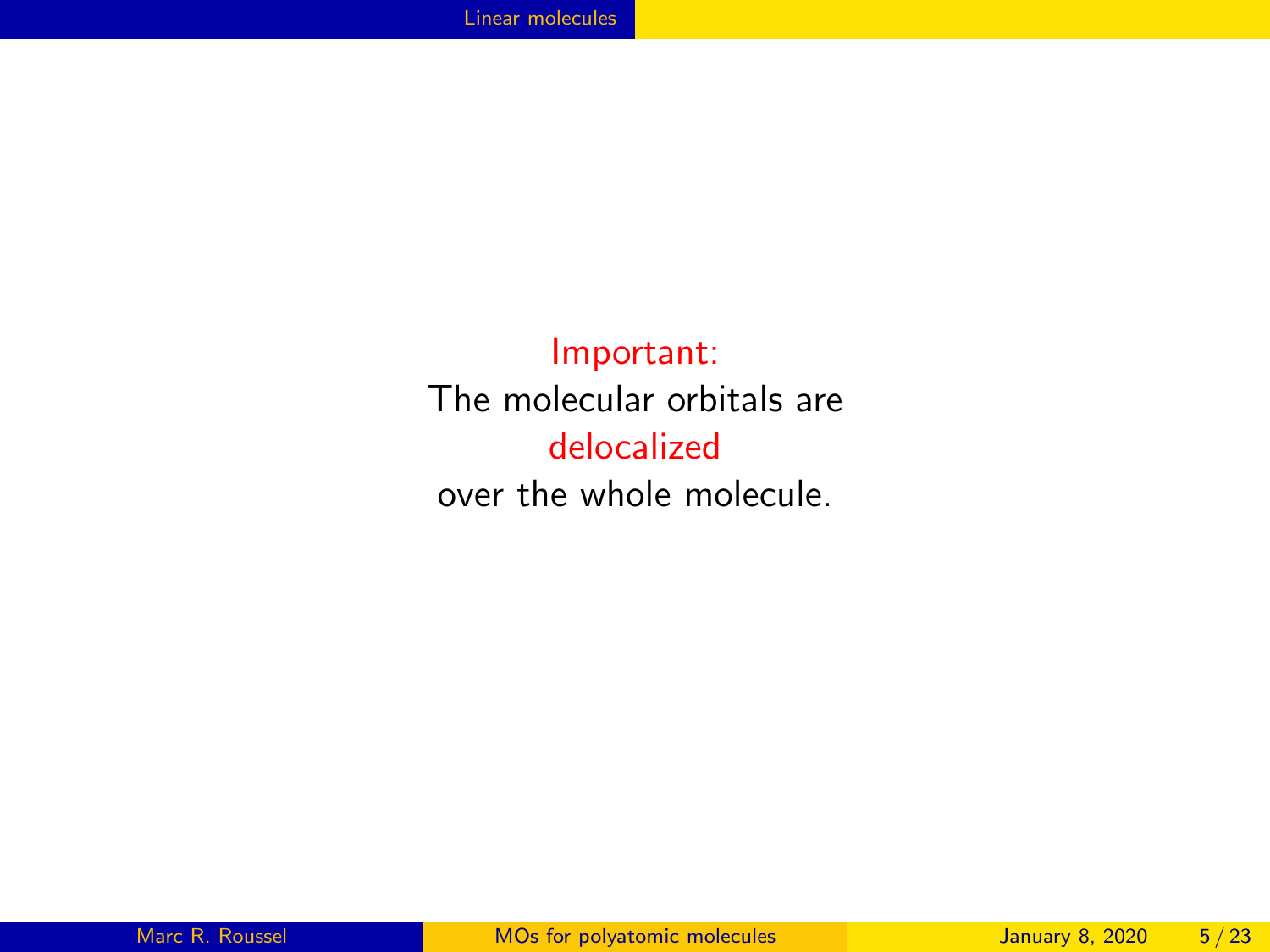Important:

The molecular orbitals are

delocalized

over the whole molecule.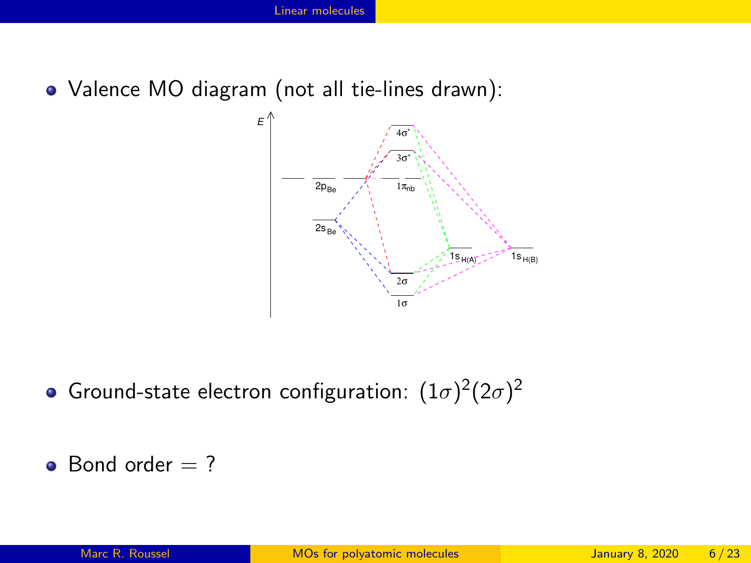- Valence MO diagram (not all tie-lines drawn):

- Ground-state electron configuration: $(1\sigma)^2(2\sigma)^2$

- Bond order = ?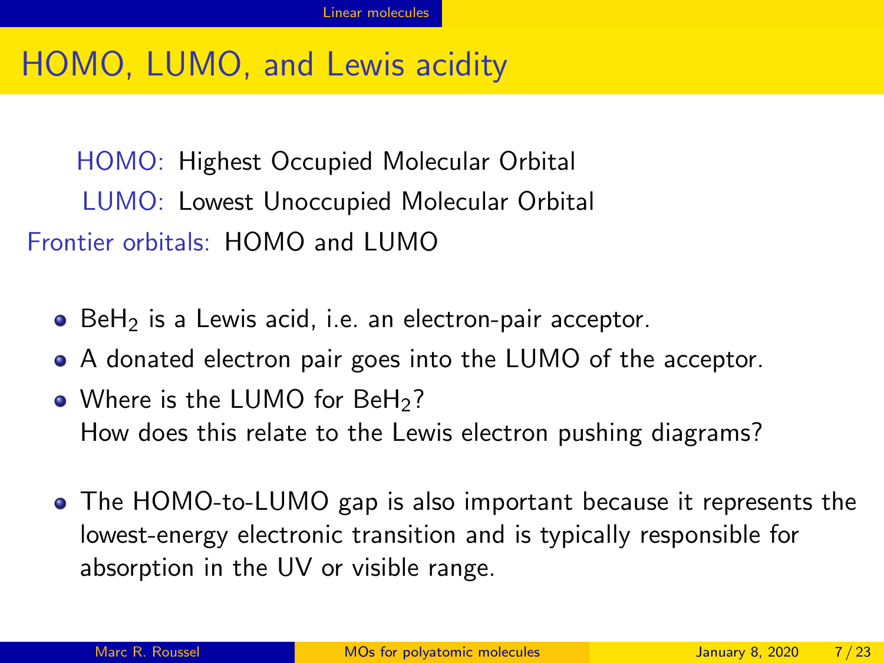# HOMO, LUMO, and Lewis acidity

HOMO: Highest Occupied Molecular Orbital

LUMO: Lowest Unoccupied Molecular Orbital

Frontier orbitals: HOMO and LUMO

- $BeH_2$ is a Lewis acid, i.e. an electron-pair acceptor.
- A donated electron pair goes into the LUMO of the acceptor.
- Where is the LUMO for $BeH_2$?
  How does this relate to the Lewis electron pushing diagrams?

- The HOMO-to-LUMO gap is also important because it represents the lowest-energy electronic transition and is typically responsible for absorption in the UV or visible range.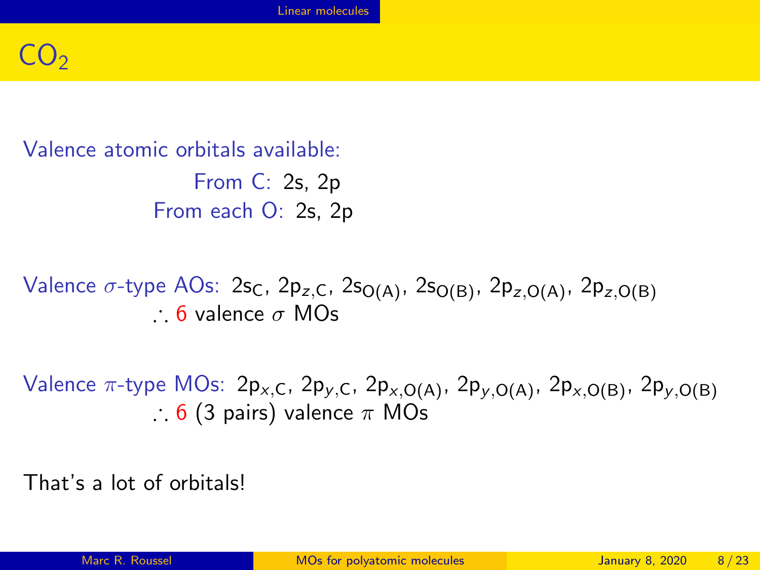# $CO_2$

Valence atomic orbitals available:

From C: 2s, 2p

From each O: 2s, 2p

Valence $\sigma$-type AOs: $2s_C$, $2p_{z,C}$, $2s_{O(A)}$, $2s_{O(B)}$, $2p_{z,O(A)}$, $2p_{z,O(B)}$

$\therefore$ 6 valence $\sigma$ MOs

Valence $\pi$-type MOs: $2p_{x,C}$, $2p_{y,C}$, $2p_{x,O(A)}$, $2p_{y,O(A)}$, $2p_{x,O(B)}$, $2p_{y,O(B)}$

$\therefore$ 6 (3 pairs) valence $\pi$ MOs

That's a lot of orbitals!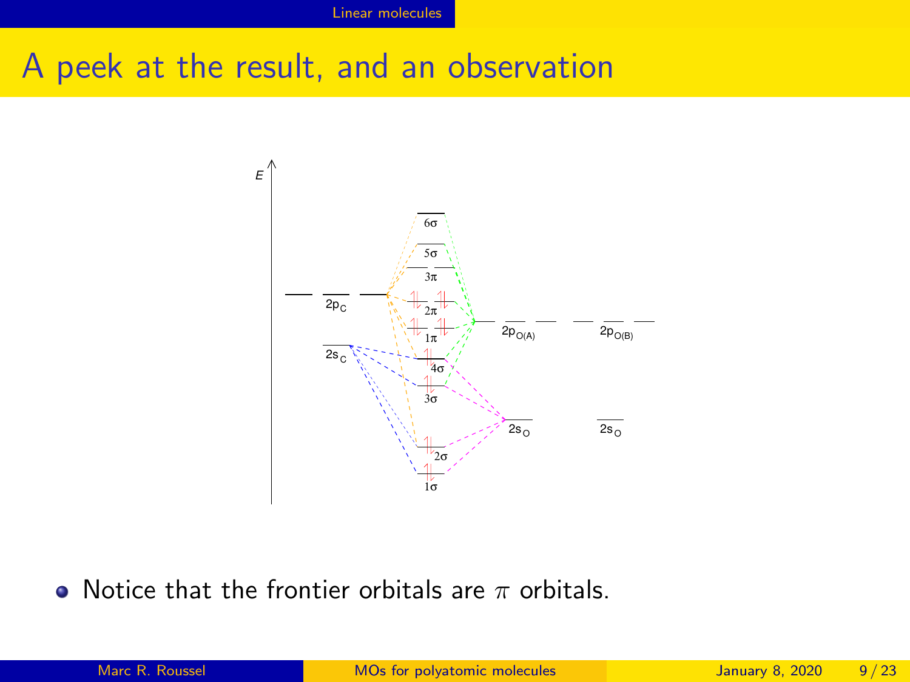# A peek at the result, and an observation

- Notice that the frontier orbitals are $\pi$ orbitals.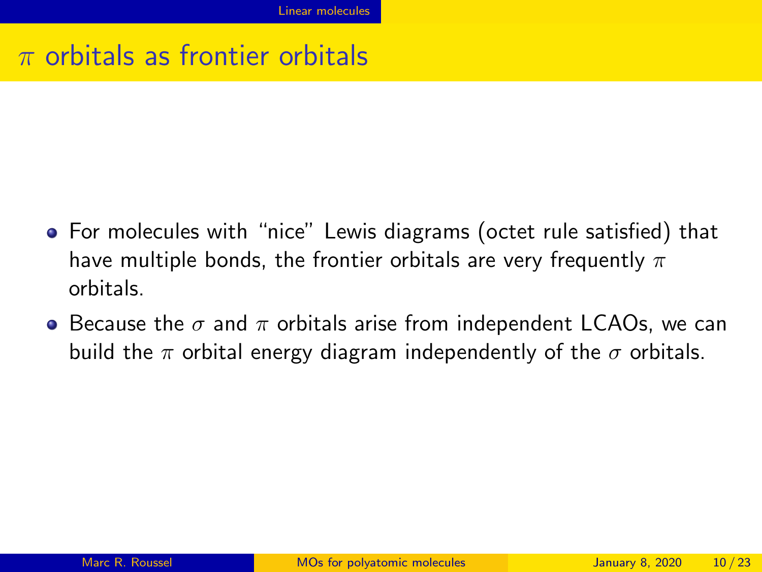# $\pi$ orbitals as frontier orbitals

- For molecules with "nice" Lewis diagrams (octet rule satisfied) that have multiple bonds, the frontier orbitals are very frequently $\pi$ orbitals.
- Because the $\sigma$ and $\pi$ orbitals arise from independent LCAOs, we can build the $\pi$ orbital energy diagram independently of the $\sigma$ orbitals.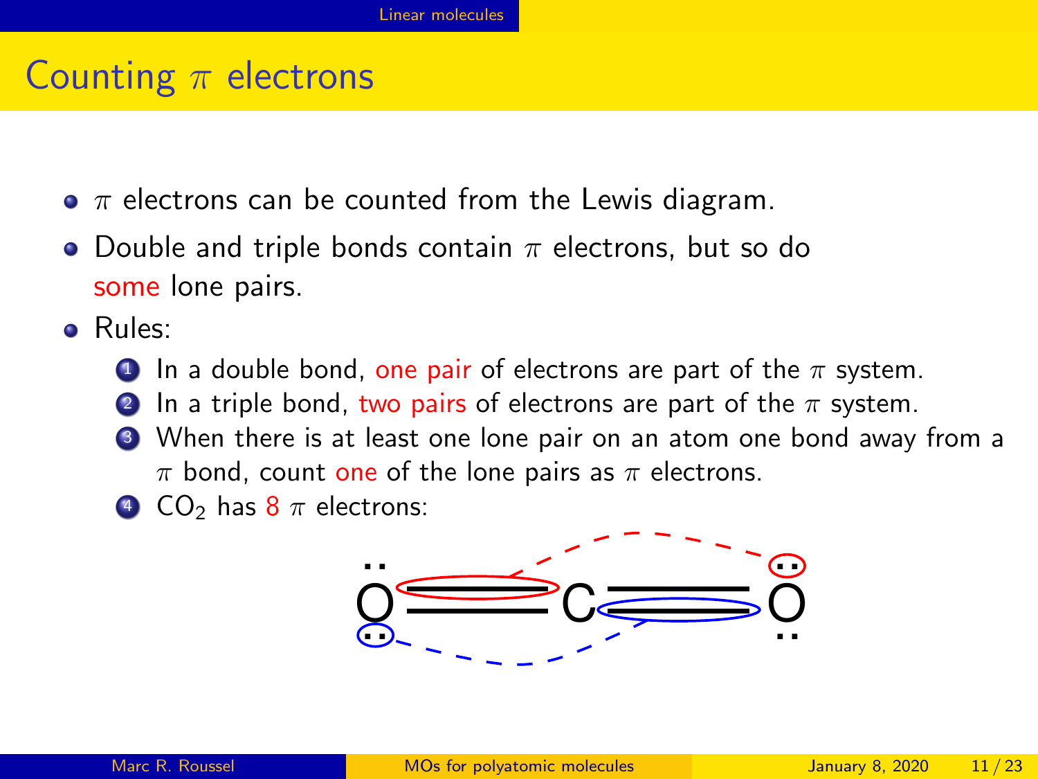# Counting $\pi$ electrons

- $\pi$ electrons can be counted from the Lewis diagram.
- Double and triple bonds contain $\pi$ electrons, but so do some lone pairs.
- Rules:
  1. In a double bond, one pair of electrons are part of the $\pi$ system.
  2. In a triple bond, two pairs of electrons are part of the $\pi$ system.
  3. When there is at least one lone pair on an atom one bond away from a $\pi$ bond, count one of the lone pairs as $\pi$ electrons.
  4. $CO_2$ has 8 $\pi$ electrons: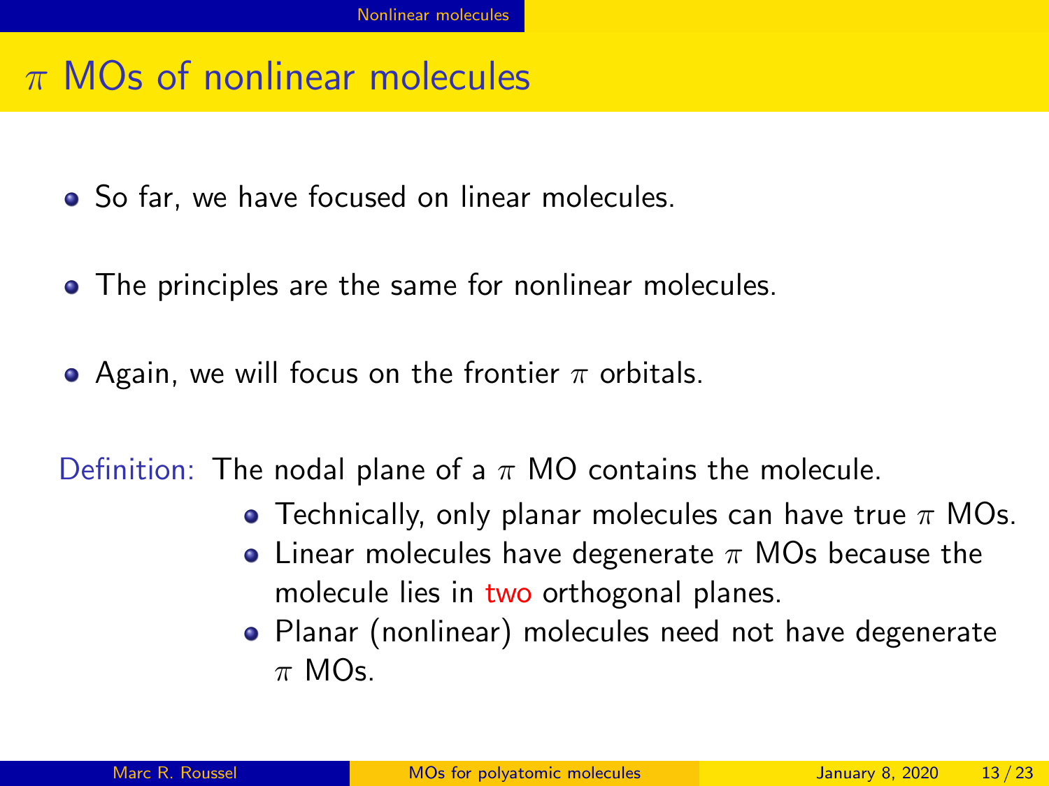# $\pi$ MOs of nonlinear molecules

- So far, we have focused on linear molecules.
- The principles are the same for nonlinear molecules.
- Again, we will focus on the frontier $\pi$ orbitals.

Definition: The nodal plane of a $\pi$ MO contains the molecule.

- Technically, only planar molecules can have true $\pi$ MOs.
- Linear molecules have degenerate $\pi$ MOs because the molecule lies in two orthogonal planes.
- Planar (nonlinear) molecules need not have degenerate $\pi$ MOs.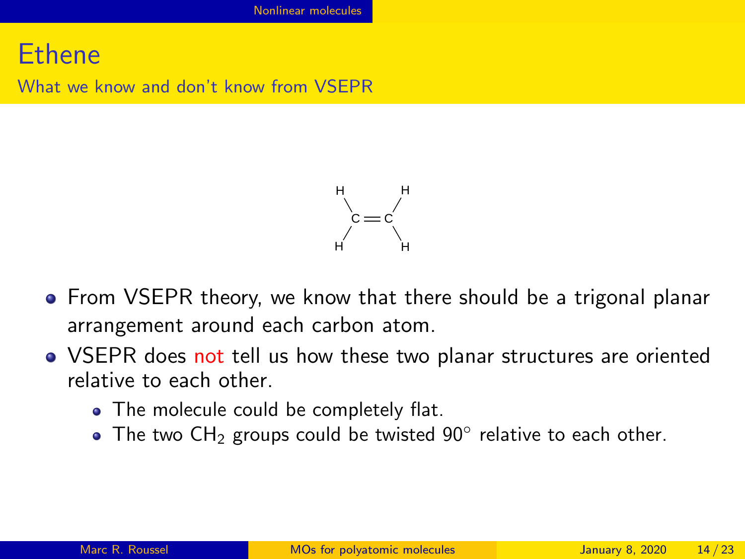# Ethene

## What we know and don't know from VSEPR

- From VSEPR theory, we know that there should be a trigonal planar arrangement around each carbon atom.
- VSEPR does not tell us how these two planar structures are oriented relative to each other.
  - The molecule could be completely flat.
  - The two $CH_2$ groups could be twisted $90^\circ$ relative to each other.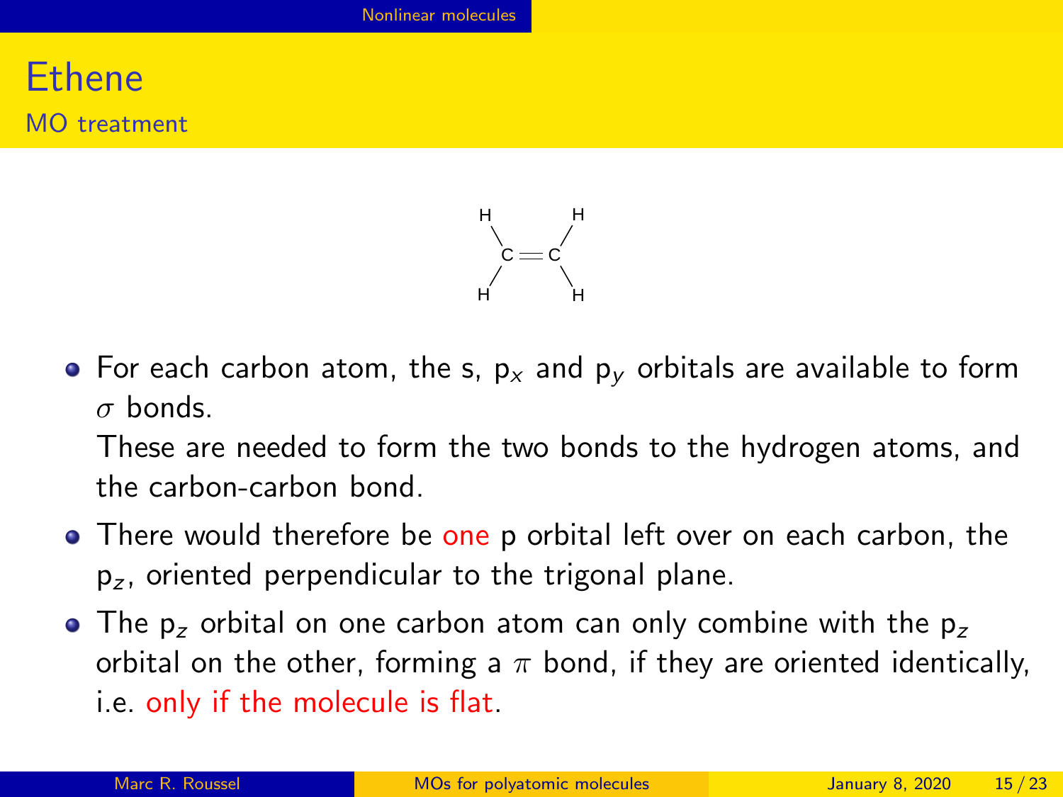# Ethene

## MO treatment

- For each carbon atom, the s, $p_x$ and $p_y$ orbitals are available to form $\sigma$ bonds.

  These are needed to form the two bonds to the hydrogen atoms, and the carbon-carbon bond.
- There would therefore be one p orbital left over on each carbon, the $p_z$, oriented perpendicular to the trigonal plane.
- The $p_z$ orbital on one carbon atom can only combine with the $p_z$ orbital on the other, forming a $\pi$ bond, if they are oriented identically, i.e. only if the molecule is flat.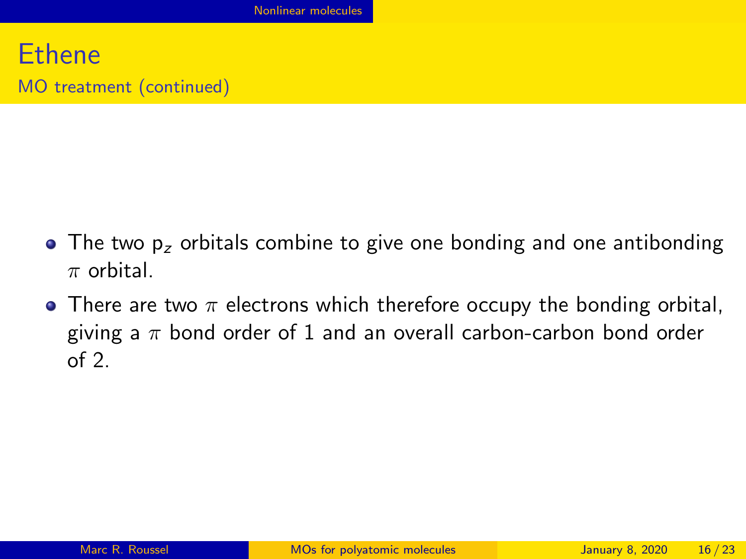# Ethene

## MO treatment (continued)

- The two $p_z$ orbitals combine to give one bonding and one antibonding $\pi$ orbital.
- There are two $\pi$ electrons which therefore occupy the bonding orbital, giving a $\pi$ bond order of 1 and an overall carbon-carbon bond order of 2.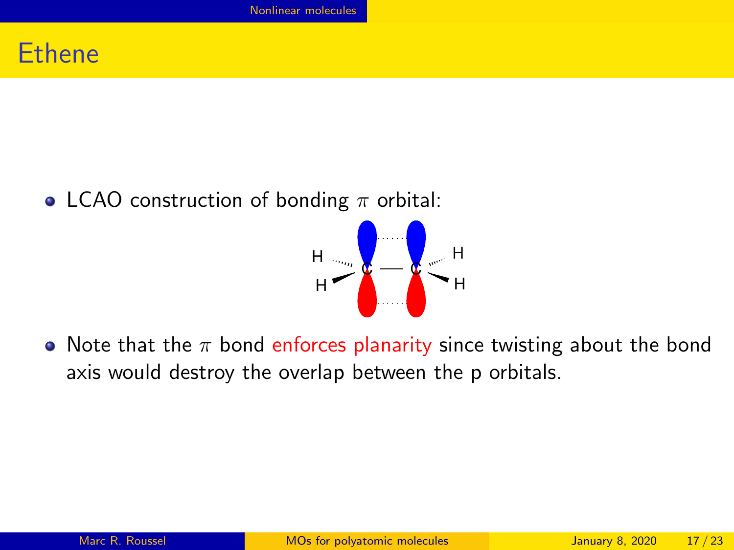# Ethene

- LCAO construction of bonding $\pi$ orbital:

- Note that the $\pi$ bond enforces planarity since twisting about the bond axis would destroy the overlap between the p orbitals.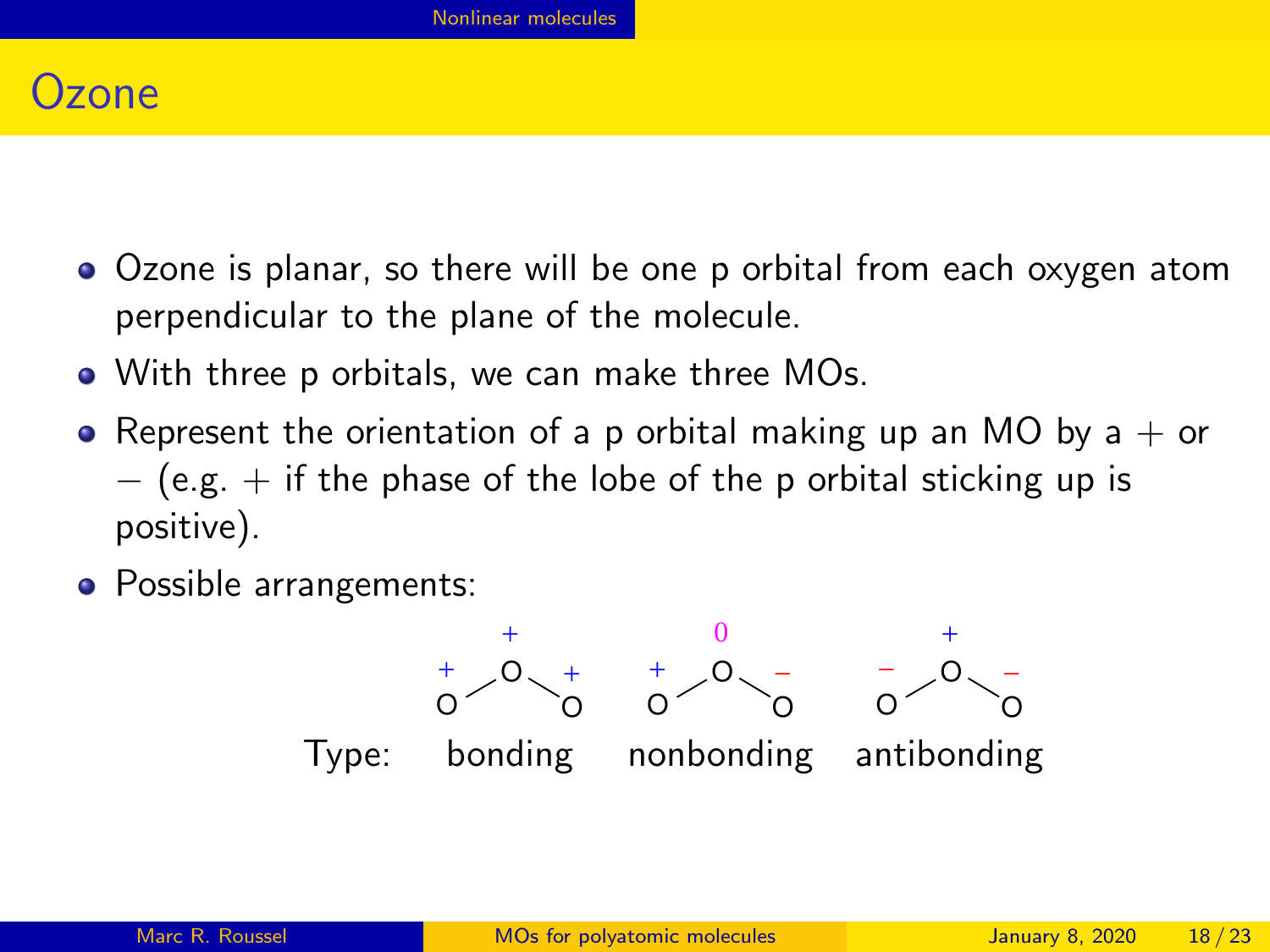# Ozone

- Ozone is planar, so there will be one p orbital from each oxygen atom perpendicular to the plane of the molecule.
- With three p orbitals, we can make three MOs.
- Represent the orientation of a p orbital making up an MO by a + or − (e.g. + if the phase of the lobe of the p orbital sticking up is positive).
- Possible arrangements:

| Type: | bonding | nonbonding | antibonding |
|---|---|---|---|
| Terminal O (left) | + | + | − |
| Central O | + | 0 | + |
| Terminal O (right) | + | − | − |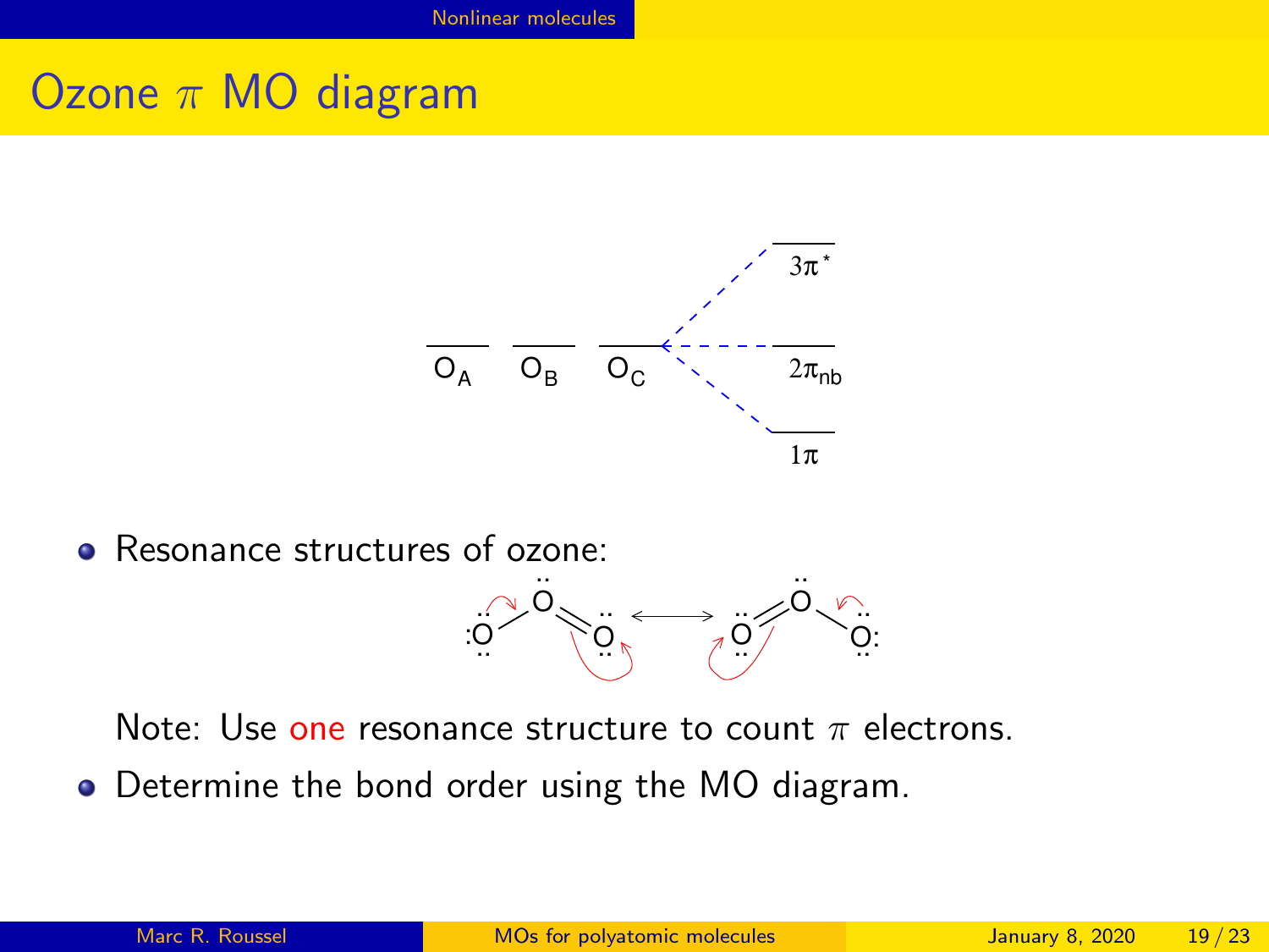# Ozone $\pi$ MO diagram

- Resonance structures of ozone:

  Note: Use one resonance structure to count $\pi$ electrons.

- Determine the bond order using the MO diagram.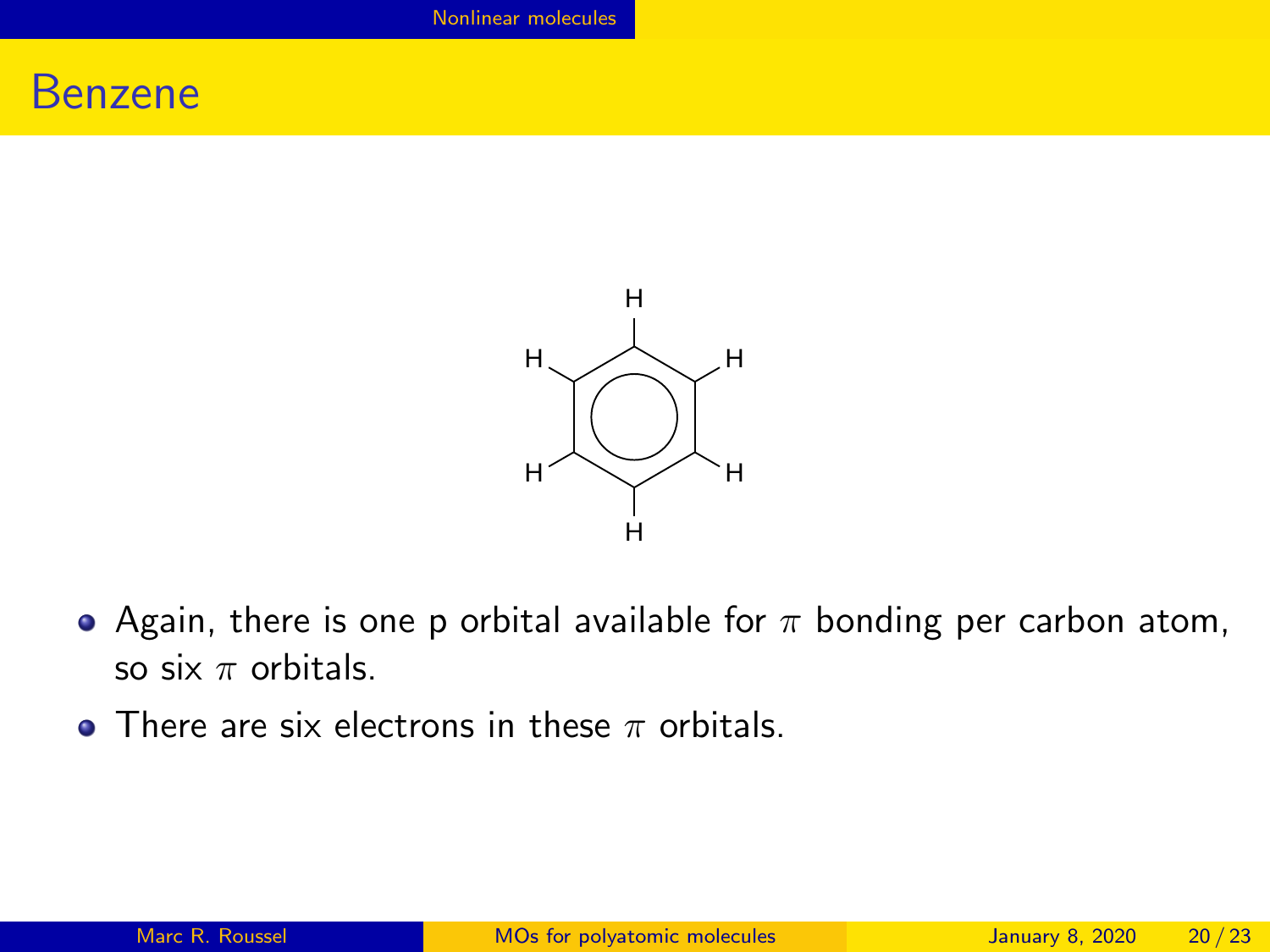# Benzene

- Again, there is one p orbital available for $\pi$ bonding per carbon atom, so six $\pi$ orbitals.
- There are six electrons in these $\pi$ orbitals.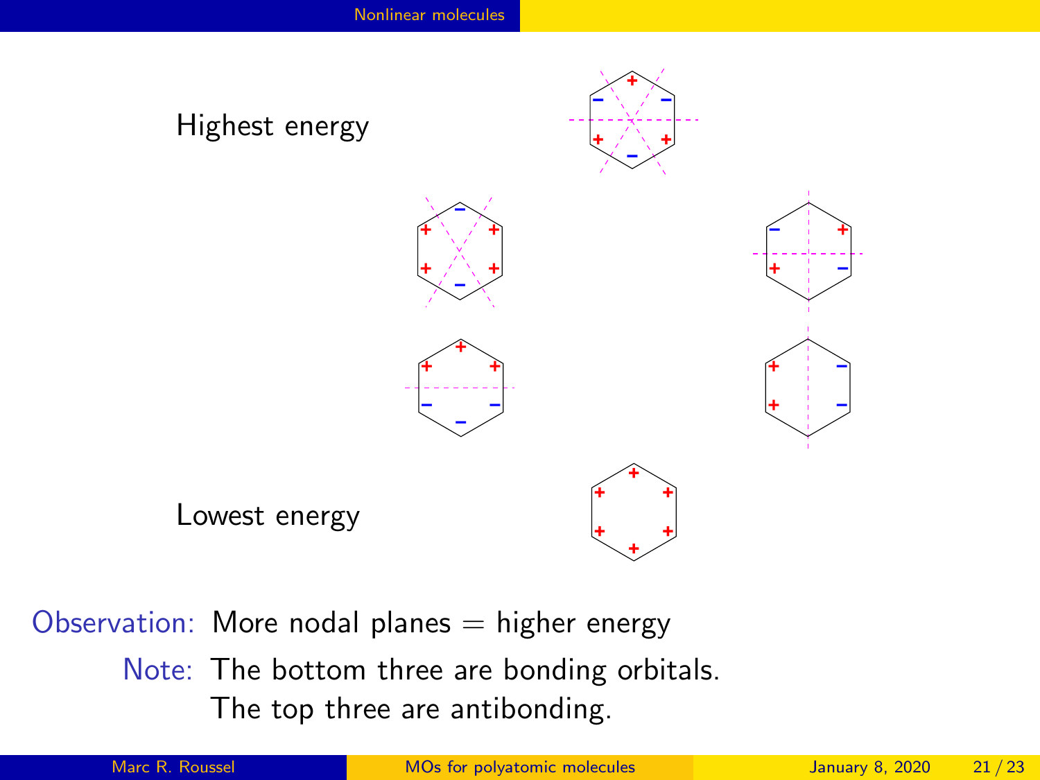Highest energy

Lowest energy

**Observation:** More nodal planes = higher energy

**Note:** The bottom three are bonding orbitals.
The top three are antibonding.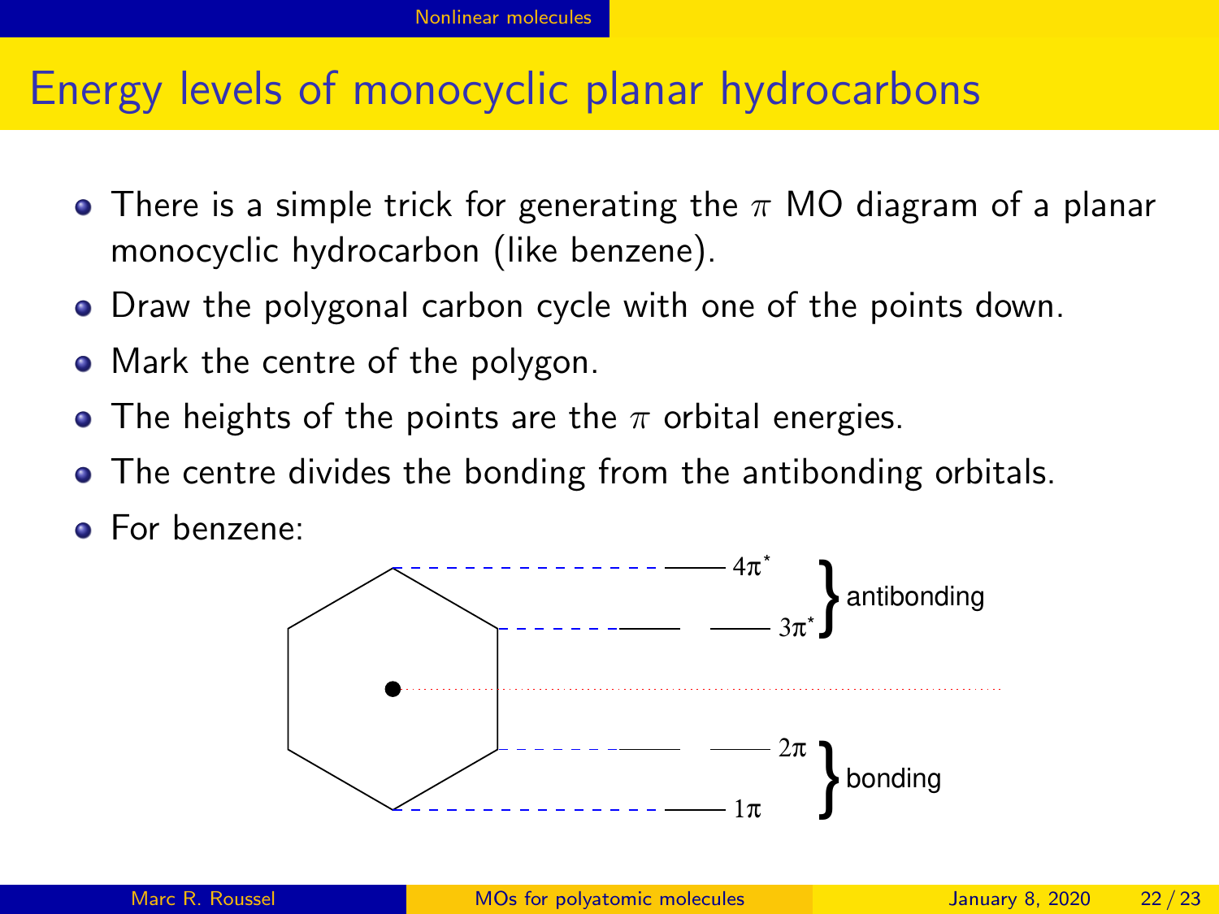# Energy levels of monocyclic planar hydrocarbons

- There is a simple trick for generating the $\pi$ MO diagram of a planar monocyclic hydrocarbon (like benzene).
- Draw the polygonal carbon cycle with one of the points down.
- Mark the centre of the polygon.
- The heights of the points are the $\pi$ orbital energies.
- The centre divides the bonding from the antibonding orbitals.
- For benzene:

$4\pi^*$, $3\pi^*$ — antibonding

$2\pi$, $1\pi$ — bonding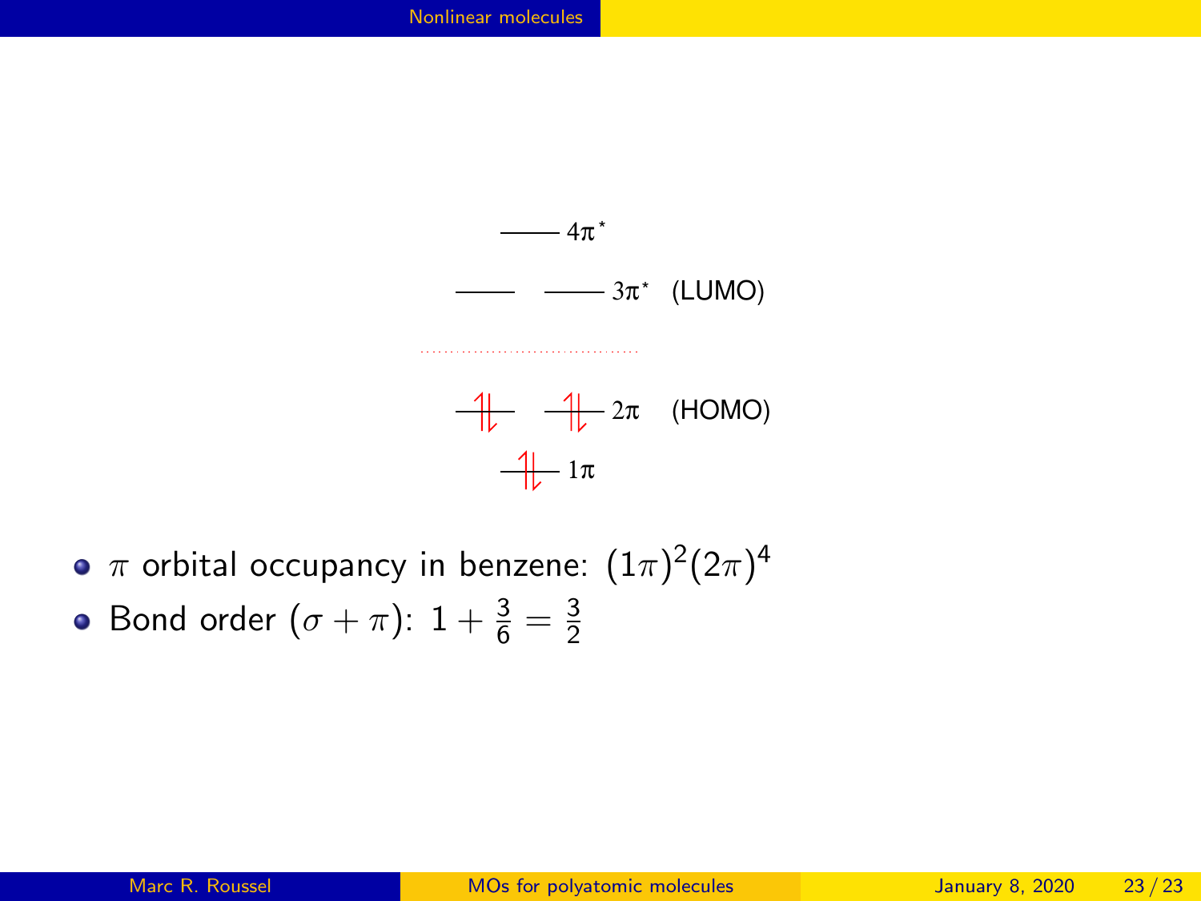4π*

3π* (LUMO)

2π (HOMO)

1π

- $\pi$ orbital occupancy in benzene: $(1\pi)^2(2\pi)^4$
- Bond order $(\sigma + \pi)$: $1 + \frac{3}{6} = \frac{3}{2}$